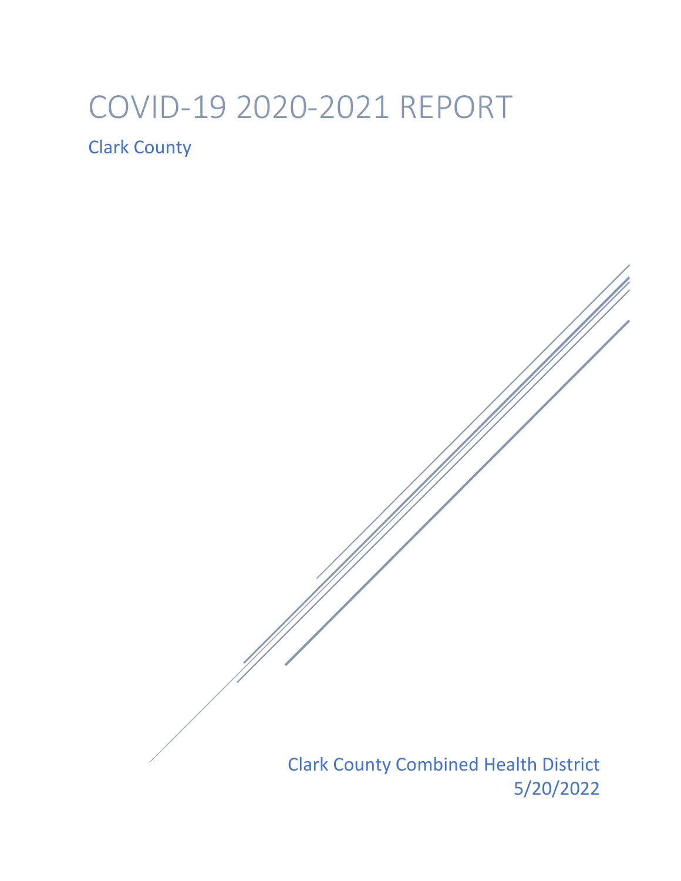# COVID-19 2020-2021 REPORT

## Clark County

Clark County Combined Health District
5/20/2022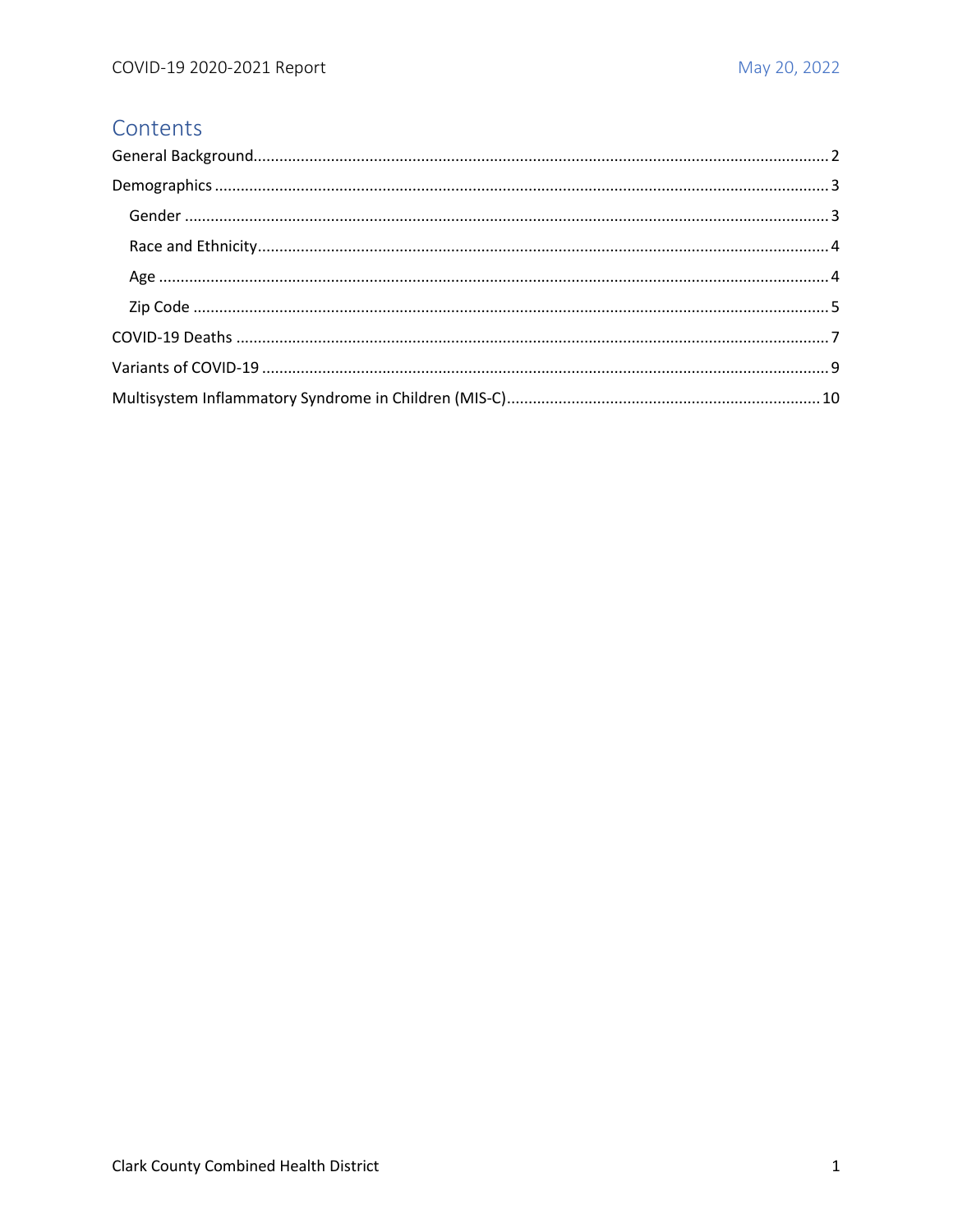# Contents

General Background.......................................................................................................................2

Demographics.................................................................................................................................3

- Gender.........................................................................................................................................3
- Race and Ethnicity........................................................................................................................4
- Age..............................................................................................................................................4
- Zip Code......................................................................................................................................5

COVID-19 Deaths.............................................................................................................................7

Variants of COVID-19.......................................................................................................................9

Multisystem Inflammatory Syndrome in Children (MIS-C)..............................................................10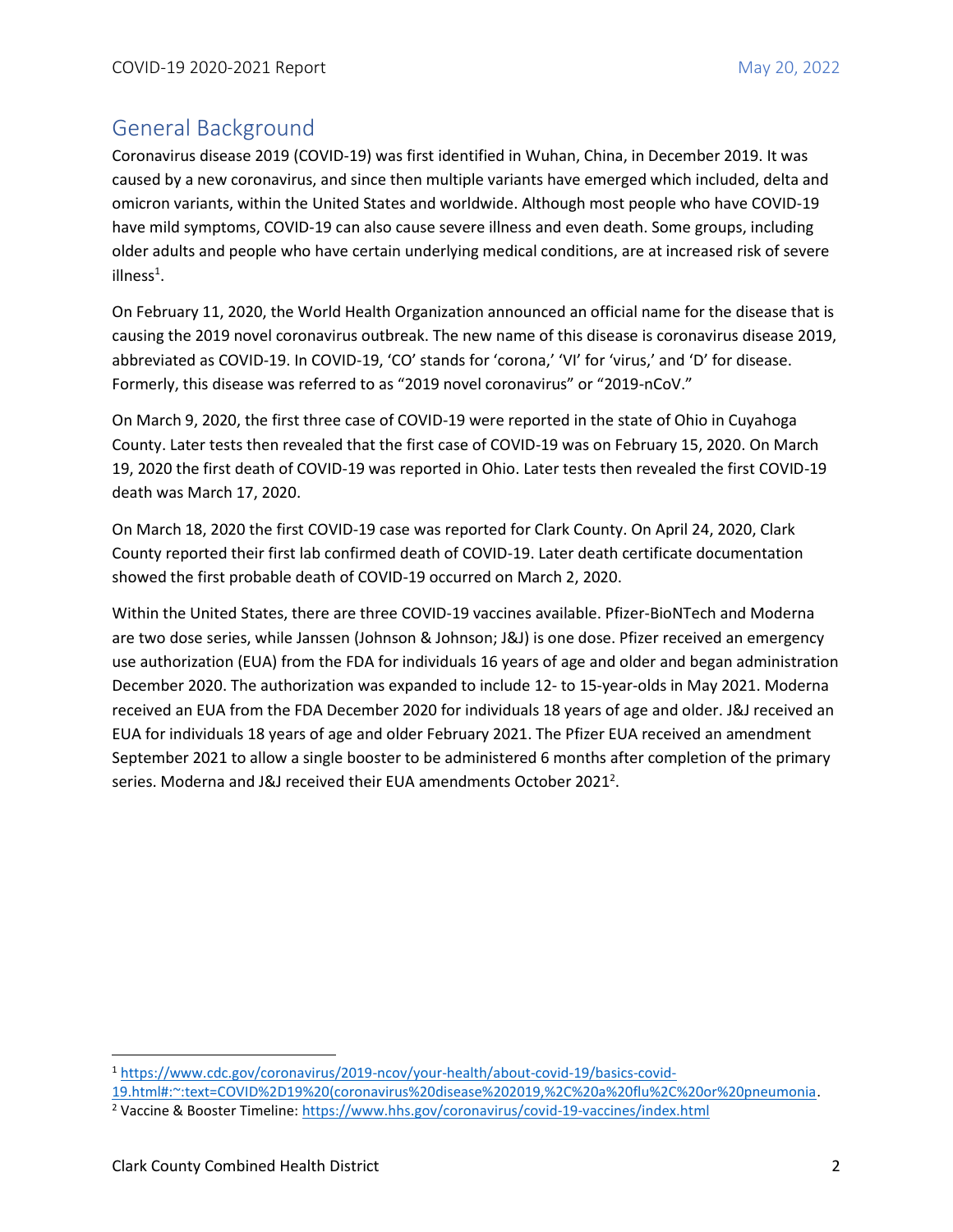## General Background

Coronavirus disease 2019 (COVID-19) was first identified in Wuhan, China, in December 2019. It was caused by a new coronavirus, and since then multiple variants have emerged which included, delta and omicron variants, within the United States and worldwide. Although most people who have COVID-19 have mild symptoms, COVID-19 can also cause severe illness and even death. Some groups, including older adults and people who have certain underlying medical conditions, are at increased risk of severe illness[1].

On February 11, 2020, the World Health Organization announced an official name for the disease that is causing the 2019 novel coronavirus outbreak. The new name of this disease is coronavirus disease 2019, abbreviated as COVID-19. In COVID-19, 'CO' stands for 'corona,' 'VI' for 'virus,' and 'D' for disease. Formerly, this disease was referred to as "2019 novel coronavirus" or "2019-nCoV."

On March 9, 2020, the first three case of COVID-19 were reported in the state of Ohio in Cuyahoga County. Later tests then revealed that the first case of COVID-19 was on February 15, 2020. On March 19, 2020 the first death of COVID-19 was reported in Ohio. Later tests then revealed the first COVID-19 death was March 17, 2020.

On March 18, 2020 the first COVID-19 case was reported for Clark County. On April 24, 2020, Clark County reported their first lab confirmed death of COVID-19. Later death certificate documentation showed the first probable death of COVID-19 occurred on March 2, 2020.

Within the United States, there are three COVID-19 vaccines available. Pfizer-BioNTech and Moderna are two dose series, while Janssen (Johnson & Johnson; J&J) is one dose. Pfizer received an emergency use authorization (EUA) from the FDA for individuals 16 years of age and older and began administration December 2020. The authorization was expanded to include 12- to 15-year-olds in May 2021. Moderna received an EUA from the FDA December 2020 for individuals 18 years of age and older. J&J received an EUA for individuals 18 years of age and older February 2021. The Pfizer EUA received an amendment September 2021 to allow a single booster to be administered 6 months after completion of the primary series. Moderna and J&J received their EUA amendments October 2021[2].

---

[1] https://www.cdc.gov/coronavirus/2019-ncov/your-health/about-covid-19/basics-covid-19.html#:~:text=COVID%2D19%20(coronavirus%20disease%202019,%2C%20a%20flu%2C%20or%20pneumonia.

[2] Vaccine & Booster Timeline: https://www.hhs.gov/coronavirus/covid-19-vaccines/index.html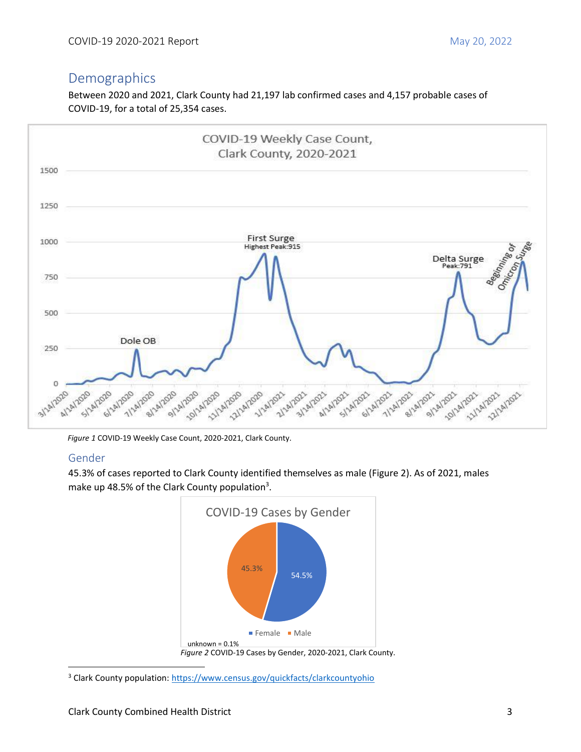## Demographics

Between 2020 and 2021, Clark County had 21,197 lab confirmed cases and 4,157 probable cases of COVID-19, for a total of 25,354 cases.

*Figure 1* COVID-19 Weekly Case Count, 2020-2021, Clark County.

### Gender

45.3% of cases reported to Clark County identified themselves as male (Figure 2). As of 2021, males make up 48.5% of the Clark County population[3].

*Figure 2* COVID-19 Cases by Gender, 2020-2021, Clark County.

[3] Clark County population: https://www.census.gov/quickfacts/clarkcountyohio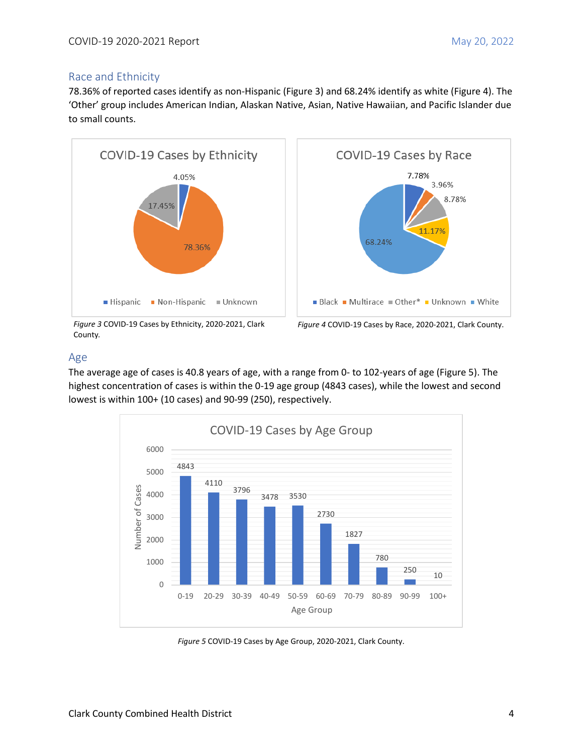## Race and Ethnicity

78.36% of reported cases identify as non-Hispanic (Figure 3) and 68.24% identify as white (Figure 4). The 'Other' group includes American Indian, Alaskan Native, Asian, Native Hawaiian, and Pacific Islander due to small counts.

**COVID-19 Cases by Ethnicity**

| Ethnicity | Percent |
| --- | --- |
| Hispanic | 4.05% |
| Non-Hispanic | 78.36% |
| Unknown | 17.45% |

*Figure 3* COVID-19 Cases by Ethnicity, 2020-2021, Clark County.

**COVID-19 Cases by Race**

| Race | Percent |
| --- | --- |
| Black | 7.78% |
| Multirace | 3.96% |
| Other* | 8.78% |
| Unknown | 11.17% |
| White | 68.24% |

*Figure 4* COVID-19 Cases by Race, 2020-2021, Clark County.

## Age

The average age of cases is 40.8 years of age, with a range from 0- to 102-years of age (Figure 5). The highest concentration of cases is within the 0-19 age group (4843 cases), while the lowest and second lowest is within 100+ (10 cases) and 90-99 (250), respectively.

**COVID-19 Cases by Age Group**

| Age Group | Number of Cases |
| --- | --- |
| 0-19 | 4843 |
| 20-29 | 4110 |
| 30-39 | 3796 |
| 40-49 | 3478 |
| 50-59 | 3530 |
| 60-69 | 2730 |
| 70-79 | 1827 |
| 80-89 | 780 |
| 90-99 | 250 |
| 100+ | 10 |

*Figure 5* COVID-19 Cases by Age Group, 2020-2021, Clark County.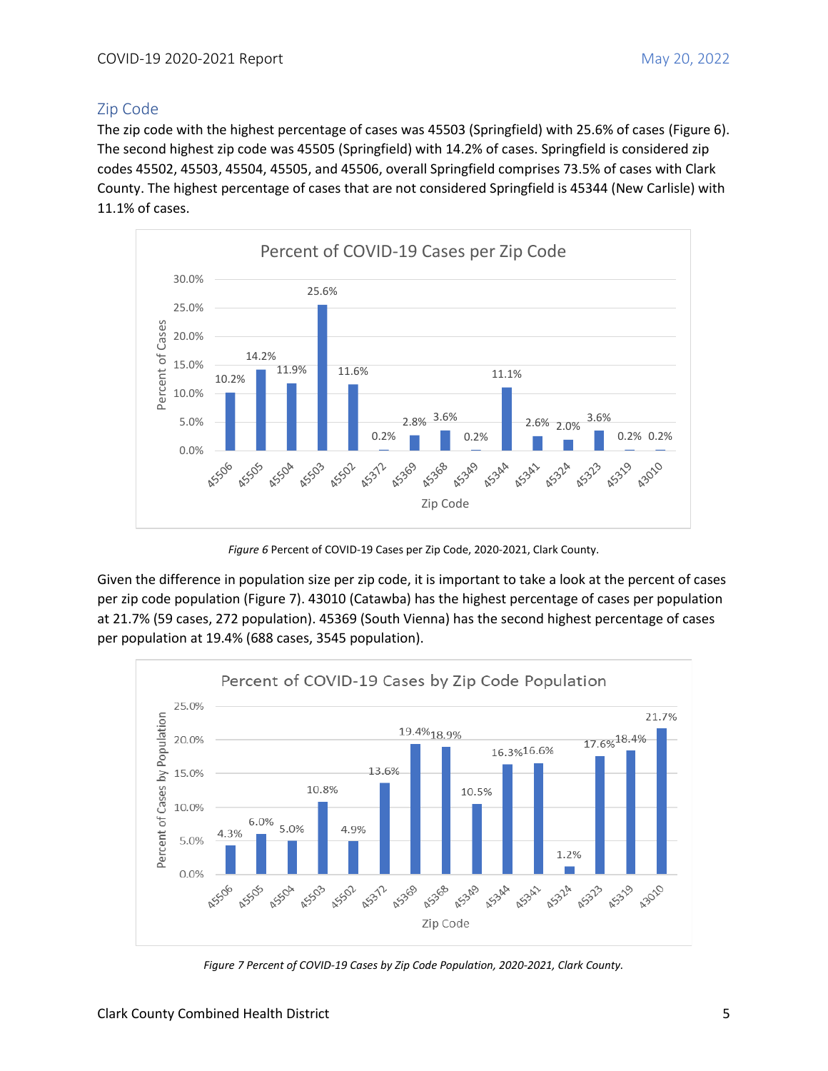## Zip Code

The zip code with the highest percentage of cases was 45503 (Springfield) with 25.6% of cases (Figure 6). The second highest zip code was 45505 (Springfield) with 14.2% of cases. Springfield is considered zip codes 45502, 45503, 45504, 45505, and 45506, overall Springfield comprises 73.5% of cases with Clark County. The highest percentage of cases that are not considered Springfield is 45344 (New Carlisle) with 11.1% of cases.

*Figure 6* Percent of COVID-19 Cases per Zip Code, 2020-2021, Clark County.

Given the difference in population size per zip code, it is important to take a look at the percent of cases per zip code population (Figure 7). 43010 (Catawba) has the highest percentage of cases per population at 21.7% (59 cases, 272 population). 45369 (South Vienna) has the second highest percentage of cases per population at 19.4% (688 cases, 3545 population).

*Figure 7 Percent of COVID-19 Cases by Zip Code Population, 2020-2021, Clark County.*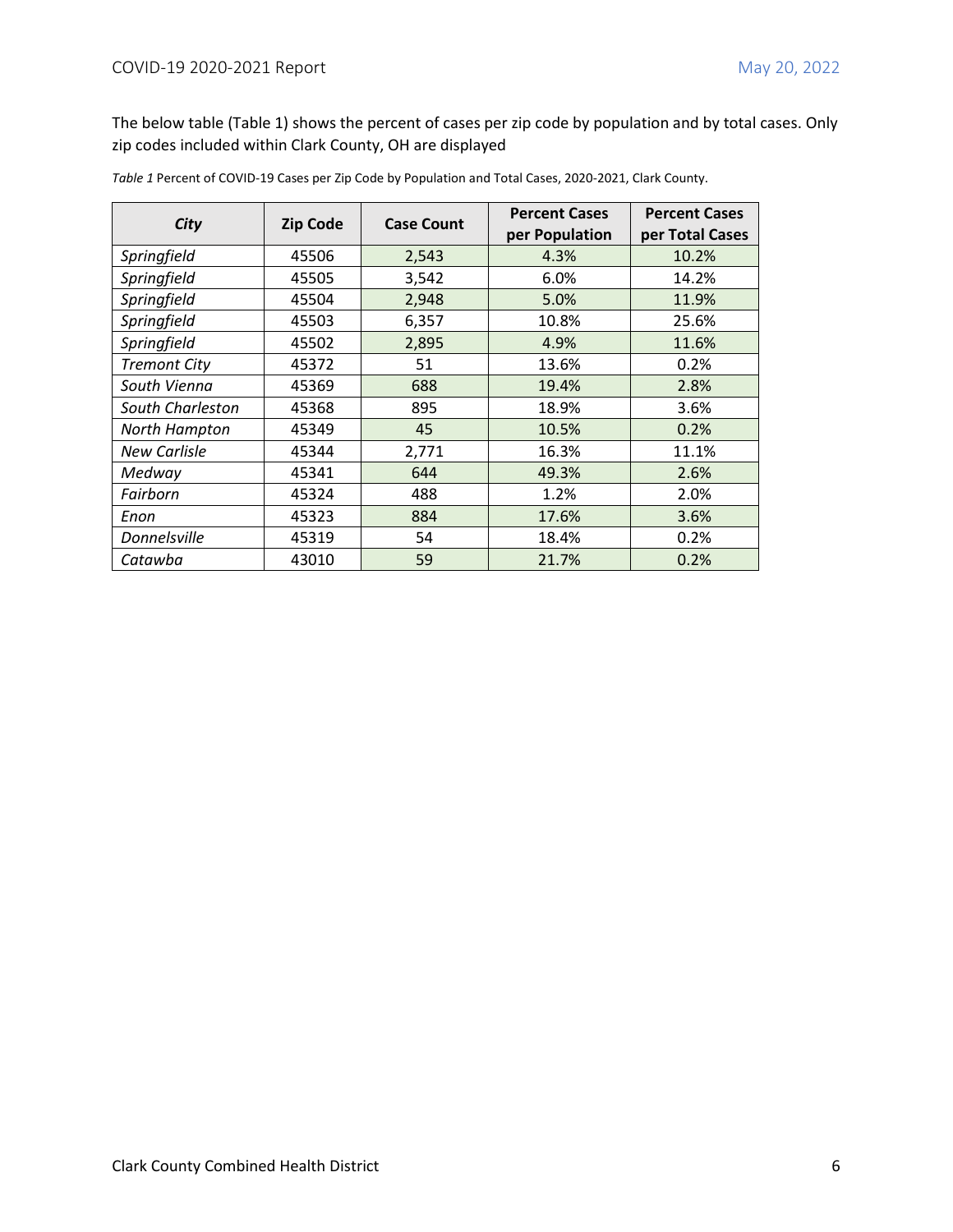The below table (Table 1) shows the percent of cases per zip code by population and by total cases. Only zip codes included within Clark County, OH are displayed

*Table 1* Percent of COVID-19 Cases per Zip Code by Population and Total Cases, 2020-2021, Clark County.

| *City* | Zip Code | Case Count | Percent Cases per Population | Percent Cases per Total Cases |
|---|---|---|---|---|
| *Springfield* | 45506 | 2,543 | 4.3% | 10.2% |
| *Springfield* | 45505 | 3,542 | 6.0% | 14.2% |
| *Springfield* | 45504 | 2,948 | 5.0% | 11.9% |
| *Springfield* | 45503 | 6,357 | 10.8% | 25.6% |
| *Springfield* | 45502 | 2,895 | 4.9% | 11.6% |
| *Tremont City* | 45372 | 51 | 13.6% | 0.2% |
| *South Vienna* | 45369 | 688 | 19.4% | 2.8% |
| *South Charleston* | 45368 | 895 | 18.9% | 3.6% |
| *North Hampton* | 45349 | 45 | 10.5% | 0.2% |
| *New Carlisle* | 45344 | 2,771 | 16.3% | 11.1% |
| *Medway* | 45341 | 644 | 49.3% | 2.6% |
| *Fairborn* | 45324 | 488 | 1.2% | 2.0% |
| *Enon* | 45323 | 884 | 17.6% | 3.6% |
| *Donnelsville* | 45319 | 54 | 18.4% | 0.2% |
| *Catawba* | 43010 | 59 | 21.7% | 0.2% |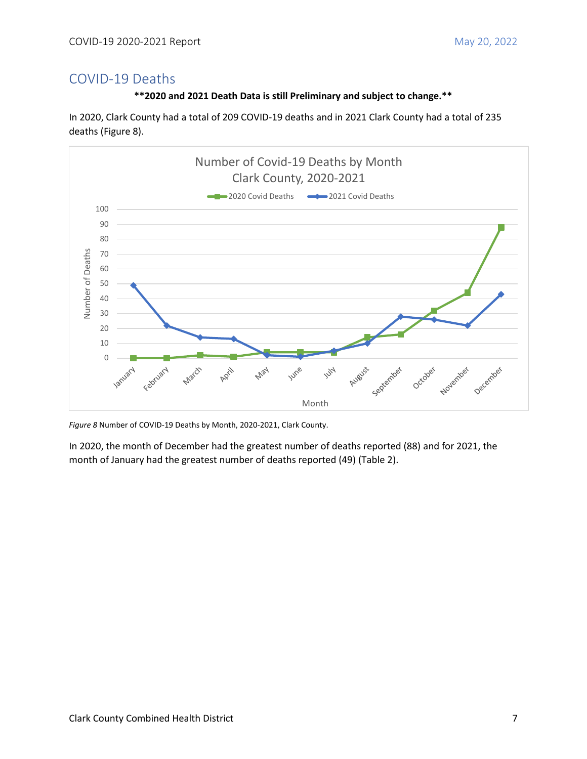## COVID-19 Deaths

**\*\*2020 and 2021 Death Data is still Preliminary and subject to change.\*\***

In 2020, Clark County had a total of 209 COVID-19 deaths and in 2021 Clark County had a total of 235 deaths (Figure 8).

*Figure 8* Number of COVID-19 Deaths by Month, 2020-2021, Clark County.

In 2020, the month of December had the greatest number of deaths reported (88) and for 2021, the month of January had the greatest number of deaths reported (49) (Table 2).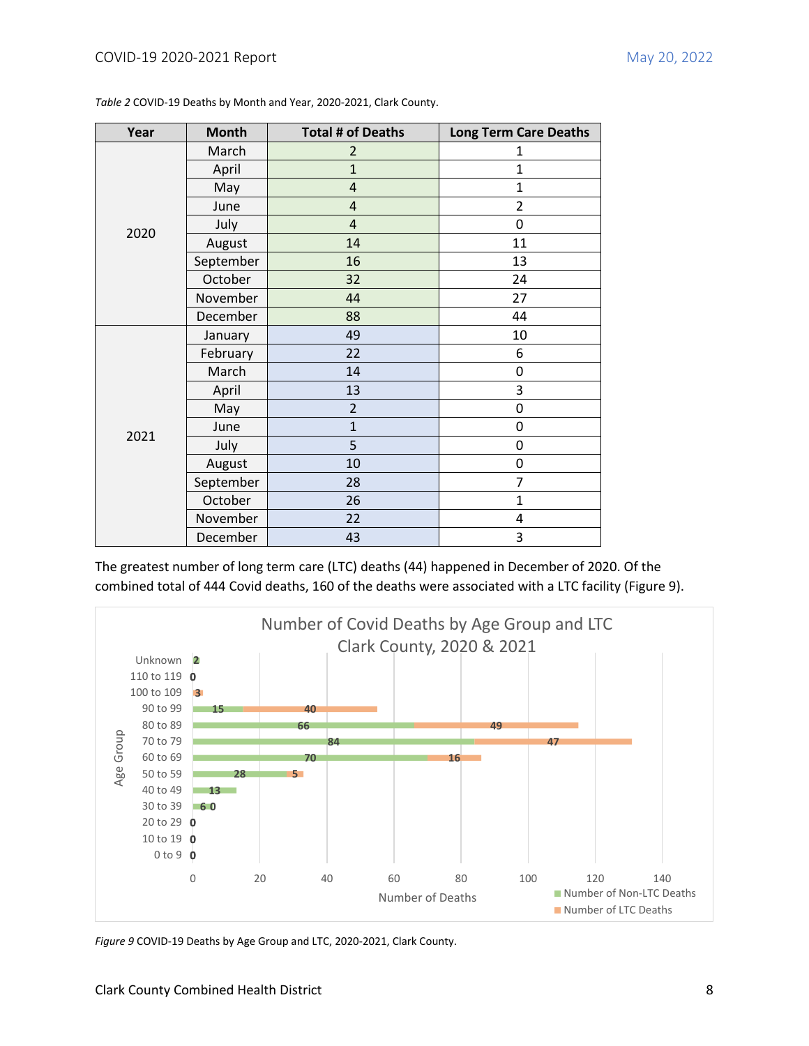*Table 2* COVID-19 Deaths by Month and Year, 2020-2021, Clark County.

| Year | Month | Total # of Deaths | Long Term Care Deaths |
|---|---|---|---|
| 2020 | March | 2 | 1 |
| | April | 1 | 1 |
| | May | 4 | 1 |
| | June | 4 | 2 |
| | July | 4 | 0 |
| | August | 14 | 11 |
| | September | 16 | 13 |
| | October | 32 | 24 |
| | November | 44 | 27 |
| | December | 88 | 44 |
| 2021 | January | 49 | 10 |
| | February | 22 | 6 |
| | March | 14 | 0 |
| | April | 13 | 3 |
| | May | 2 | 0 |
| | June | 1 | 0 |
| | July | 5 | 0 |
| | August | 10 | 0 |
| | September | 28 | 7 |
| | October | 26 | 1 |
| | November | 22 | 4 |
| | December | 43 | 3 |

The greatest number of long term care (LTC) deaths (44) happened in December of 2020. Of the combined total of 444 Covid deaths, 160 of the deaths were associated with a LTC facility (Figure 9).

*Figure 9* COVID-19 Deaths by Age Group and LTC, 2020-2021, Clark County.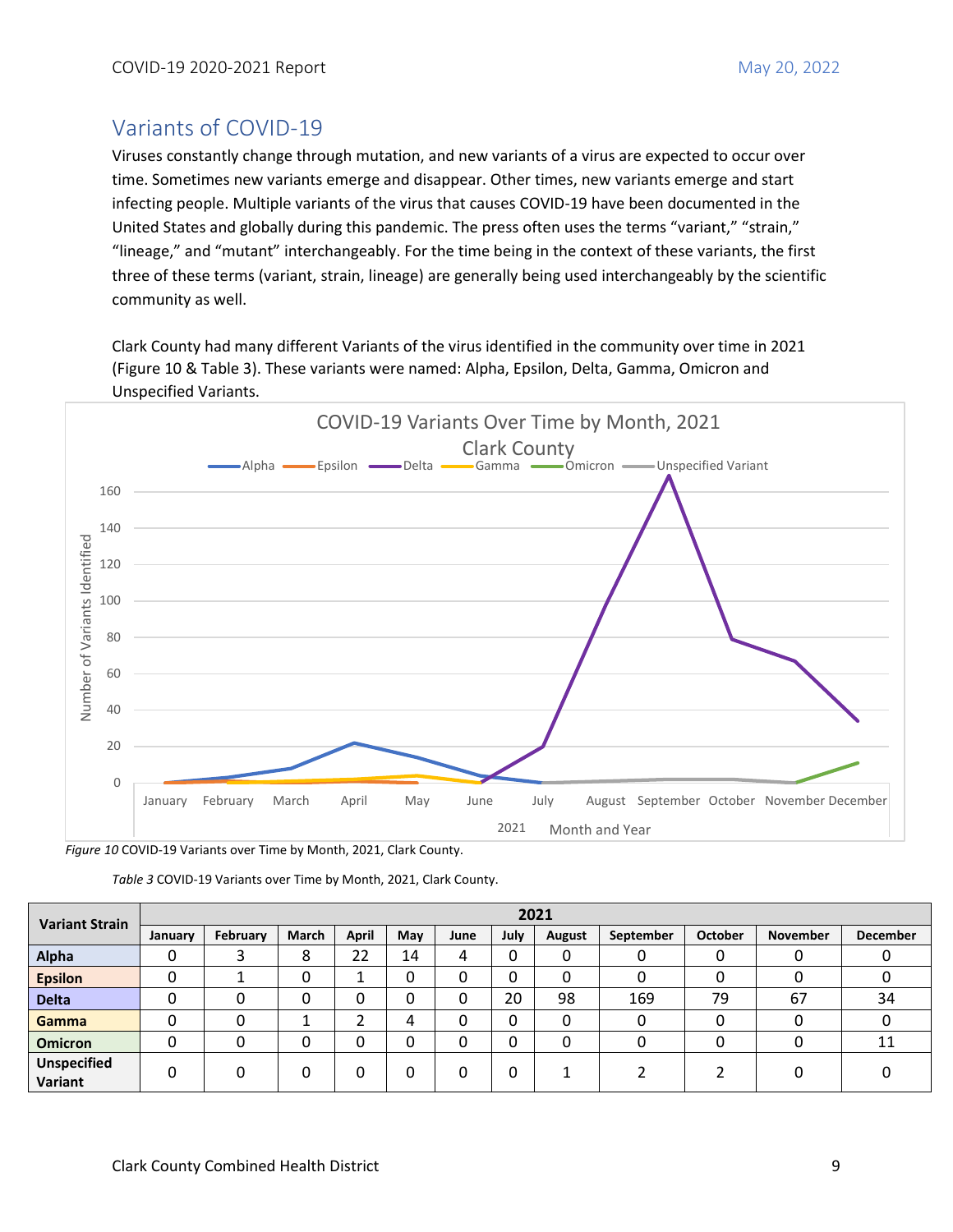## Variants of COVID-19

Viruses constantly change through mutation, and new variants of a virus are expected to occur over time. Sometimes new variants emerge and disappear. Other times, new variants emerge and start infecting people. Multiple variants of the virus that causes COVID-19 have been documented in the United States and globally during this pandemic. The press often uses the terms "variant," "strain," "lineage," and "mutant" interchangeably. For the time being in the context of these variants, the first three of these terms (variant, strain, lineage) are generally being used interchangeably by the scientific community as well.

Clark County had many different Variants of the virus identified in the community over time in 2021 (Figure 10 & Table 3). These variants were named: Alpha, Epsilon, Delta, Gamma, Omicron and Unspecified Variants.

*Figure 10* COVID-19 Variants over Time by Month, 2021, Clark County.

*Table 3* COVID-19 Variants over Time by Month, 2021, Clark County.

| Variant Strain | 2021 | | | | | | | | | | | |
|---|---|---|---|---|---|---|---|---|---|---|---|---|
| | January | February | March | April | May | June | July | August | September | October | November | December |
| **Alpha** | 0 | 3 | 8 | 22 | 14 | 4 | 0 | 0 | 0 | 0 | 0 | 0 |
| **Epsilon** | 0 | 1 | 0 | 1 | 0 | 0 | 0 | 0 | 0 | 0 | 0 | 0 |
| **Delta** | 0 | 0 | 0 | 0 | 0 | 0 | 20 | 98 | 169 | 79 | 67 | 34 |
| **Gamma** | 0 | 0 | 1 | 2 | 4 | 0 | 0 | 0 | 0 | 0 | 0 | 0 |
| **Omicron** | 0 | 0 | 0 | 0 | 0 | 0 | 0 | 0 | 0 | 0 | 0 | 11 |
| **Unspecified Variant** | 0 | 0 | 0 | 0 | 0 | 0 | 0 | 1 | 2 | 2 | 0 | 0 |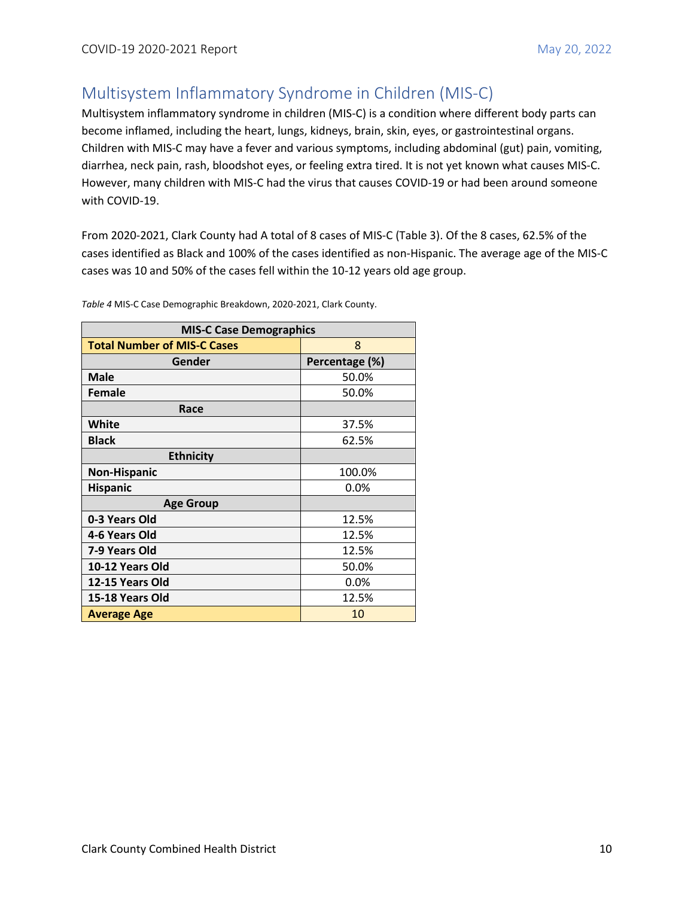## Multisystem Inflammatory Syndrome in Children (MIS-C)

Multisystem inflammatory syndrome in children (MIS-C) is a condition where different body parts can become inflamed, including the heart, lungs, kidneys, brain, skin, eyes, or gastrointestinal organs. Children with MIS-C may have a fever and various symptoms, including abdominal (gut) pain, vomiting, diarrhea, neck pain, rash, bloodshot eyes, or feeling extra tired. It is not yet known what causes MIS-C. However, many children with MIS-C had the virus that causes COVID-19 or had been around someone with COVID-19.

From 2020-2021, Clark County had A total of 8 cases of MIS-C (Table 3). Of the 8 cases, 62.5% of the cases identified as Black and 100% of the cases identified as non-Hispanic. The average age of the MIS-C cases was 10 and 50% of the cases fell within the 10-12 years old age group.

*Table 4* MIS-C Case Demographic Breakdown, 2020-2021, Clark County.

| MIS-C Case Demographics | |
|---|---|
| **Total Number of MIS-C Cases** | 8 |
| **Gender** | **Percentage (%)** |
| **Male** | 50.0% |
| **Female** | 50.0% |
| **Race** | |
| **White** | 37.5% |
| **Black** | 62.5% |
| **Ethnicity** | |
| **Non-Hispanic** | 100.0% |
| **Hispanic** | 0.0% |
| **Age Group** | |
| **0-3 Years Old** | 12.5% |
| **4-6 Years Old** | 12.5% |
| **7-9 Years Old** | 12.5% |
| **10-12 Years Old** | 50.0% |
| **12-15 Years Old** | 0.0% |
| **15-18 Years Old** | 12.5% |
| **Average Age** | 10 |